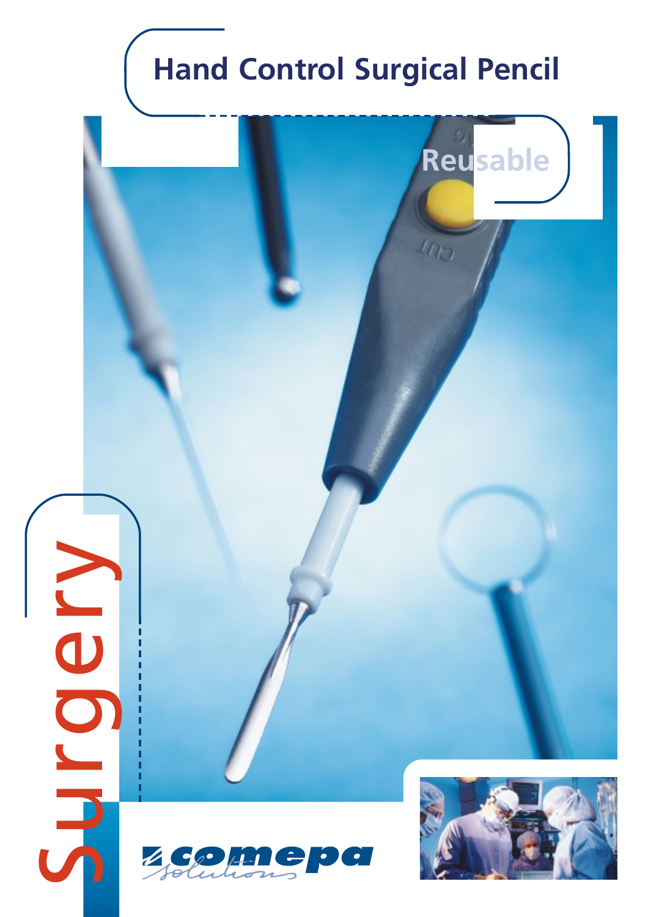# Hand Control Surgical Pencil

Reusable

Surgery

comepa solutions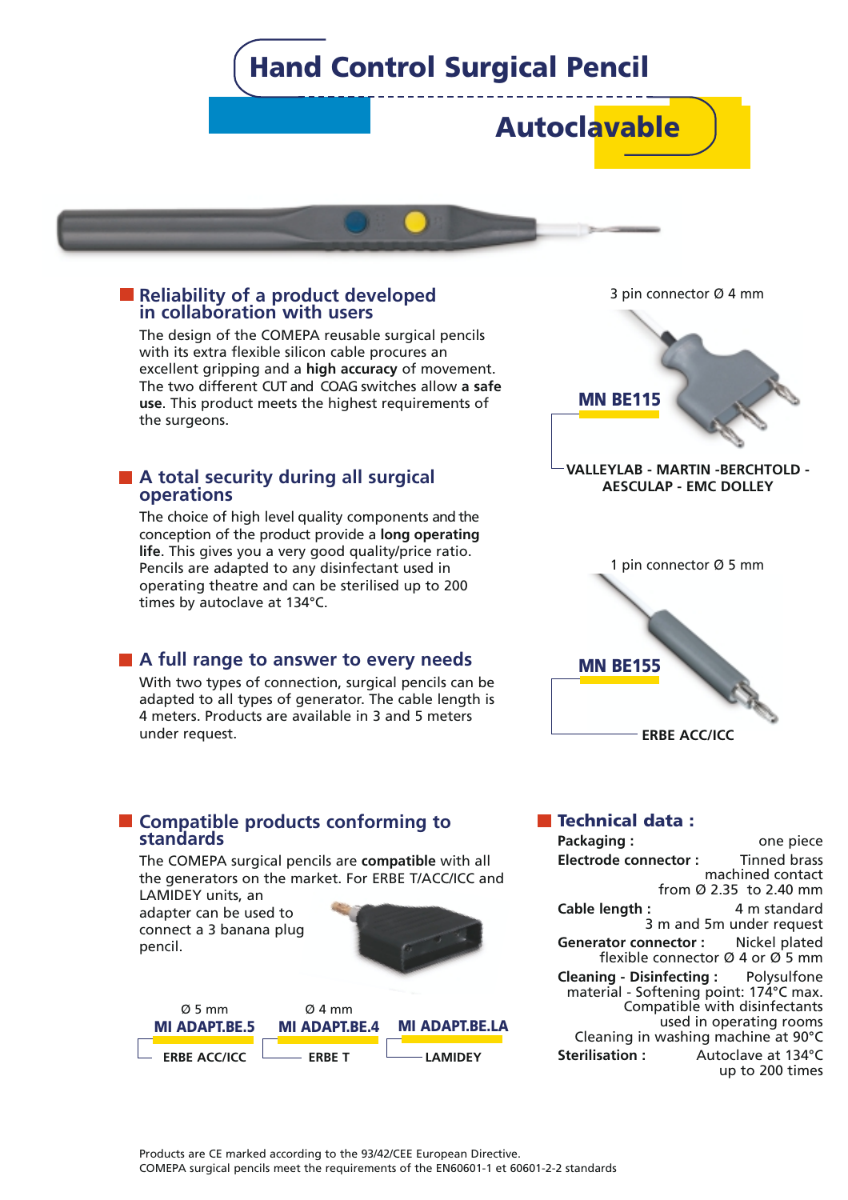# Hand Control Surgical Pencil

## Autoclavable

### Reliability of a product developed in collaboration with users

The design of the COMEPA reusable surgical pencils with its extra flexible silicon cable procures an excellent gripping and a **high accuracy** of movement. The two different CUT and COAG switches allow **a safe use**. This product meets the highest requirements of the surgeons.

### A total security during all surgical operations

The choice of high level quality components and the conception of the product provide a **long operating life**. This gives you a very good quality/price ratio. Pencils are adapted to any disinfectant used in operating theatre and can be sterilised up to 200 times by autoclave at 134°C.

### A full range to answer to every needs

With two types of connection, surgical pencils can be adapted to all types of generator. The cable length is 4 meters. Products are available in 3 and 5 meters under request.

3 pin connector Ø 4 mm

**MN BE115**

VALLEYLAB - MARTIN -BERCHTOLD - AESCULAP - EMC DOLLEY

1 pin connector Ø 5 mm

**MN BE155**

ERBE ACC/ICC

### Compatible products conforming to standards

The COMEPA surgical pencils are **compatible** with all the generators on the market. For ERBE T/ACC/ICC and LAMIDEY units, an adapter can be used to connect a 3 banana plug pencil.

| Ø 5 mm | Ø 4 mm | |
|---|---|---|
| **MI ADAPT.BE.5** | **MI ADAPT.BE.4** | **MI ADAPT.BE.LA** |
| ERBE ACC/ICC | ERBE T | LAMIDEY |

### Technical data :

- **Packaging :** one piece
- **Electrode connector :** Tinned brass machined contact from Ø 2.35 to 2.40 mm
- **Cable length :** 4 m standard, 3 m and 5m under request
- **Generator connector :** Nickel plated flexible connector Ø 4 or Ø 5 mm
- **Cleaning - Disinfecting :** Polysulfone material - Softening point: 174°C max. Compatible with disinfectants used in operating rooms. Cleaning in washing machine at 90°C
- **Sterilisation :** Autoclave at 134°C up to 200 times

Products are CE marked according to the 93/42/CEE European Directive.
COMEPA surgical pencils meet the requirements of the EN60601-1 et 60601-2-2 standards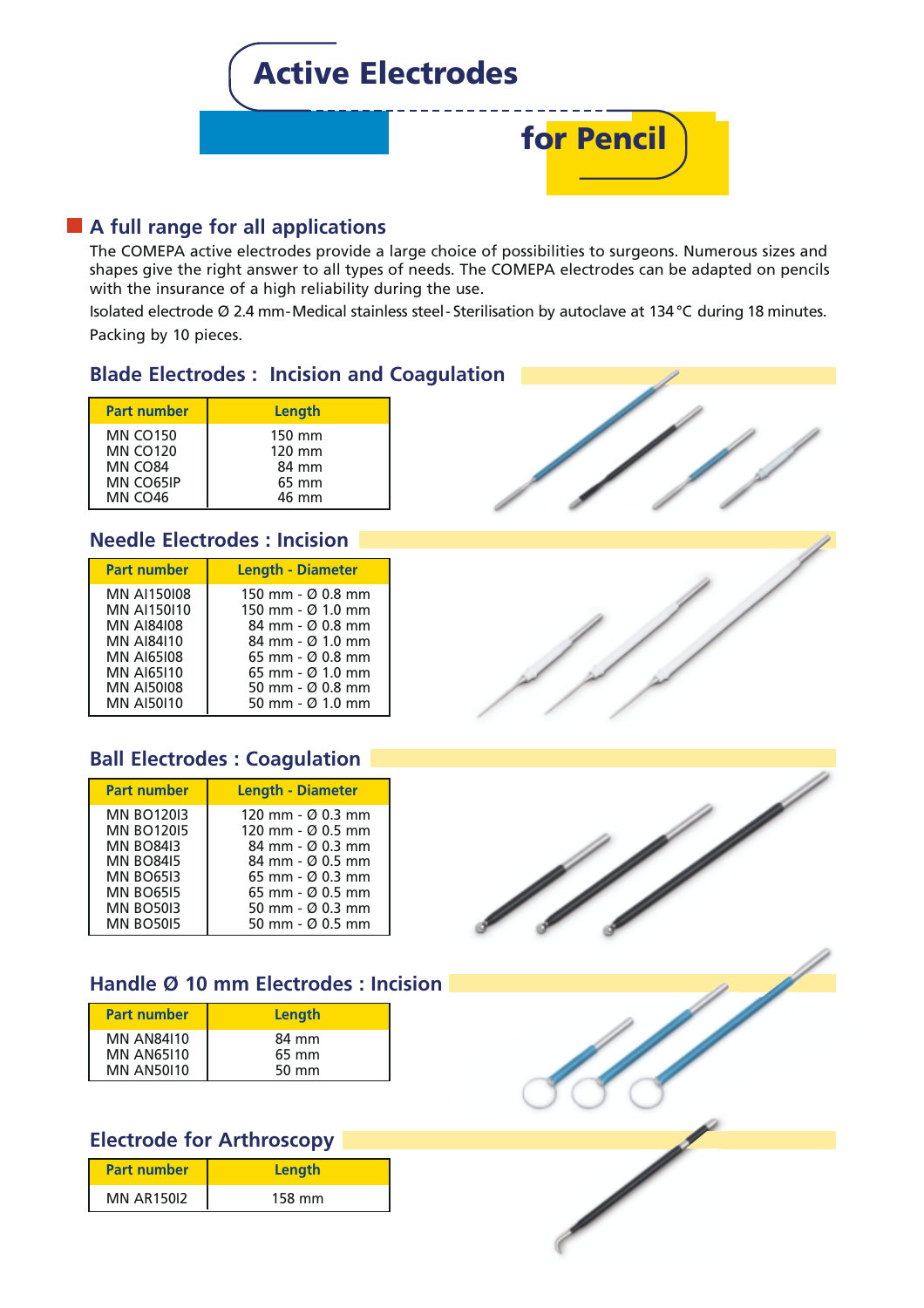# Active Electrodes for Pencil

## A full range for all applications

The COMEPA active electrodes provide a large choice of possibilities to surgeons. Numerous sizes and shapes give the right answer to all types of needs. The COMEPA electrodes can be adapted on pencils with the insurance of a high reliability during the use.

Isolated electrode Ø 2.4 mm - Medical stainless steel - Sterilisation by autoclave at 134 °C during 18 minutes.

Packing by 10 pieces.

### Blade Electrodes : Incision and Coagulation

| Part number | Length |
|---|---|
| MN CO150 | 150 mm |
| MN CO120 | 120 mm |
| MN CO84 | 84 mm |
| MN CO65IP | 65 mm |
| MN CO46 | 46 mm |

### Needle Electrodes : Incision

| Part number | Length - Diameter |
|---|---|
| MN AI150I08 | 150 mm - Ø 0.8 mm |
| MN AI150I10 | 150 mm - Ø 1.0 mm |
| MN AI84I08 | 84 mm - Ø 0.8 mm |
| MN AI84I10 | 84 mm - Ø 1.0 mm |
| MN AI65I08 | 65 mm - Ø 0.8 mm |
| MN AI65I10 | 65 mm - Ø 1.0 mm |
| MN AI50I08 | 50 mm - Ø 0.8 mm |
| MN AI50I10 | 50 mm - Ø 1.0 mm |

### Ball Electrodes : Coagulation

| Part number | Length - Diameter |
|---|---|
| MN BO120I3 | 120 mm - Ø 0.3 mm |
| MN BO120I5 | 120 mm - Ø 0.5 mm |
| MN BO84I3 | 84 mm - Ø 0.3 mm |
| MN BO84I5 | 84 mm - Ø 0.5 mm |
| MN BO65I3 | 65 mm - Ø 0.3 mm |
| MN BO65I5 | 65 mm - Ø 0.5 mm |
| MN BO50I3 | 50 mm - Ø 0.3 mm |
| MN BO50I5 | 50 mm - Ø 0.5 mm |

### Handle Ø 10 mm Electrodes : Incision

| Part number | Length |
|---|---|
| MN AN84I10 | 84 mm |
| MN AN65I10 | 65 mm |
| MN AN50I10 | 50 mm |

### Electrode for Arthroscopy

| Part number | Length |
|---|---|
| MN AR150I2 | 158 mm |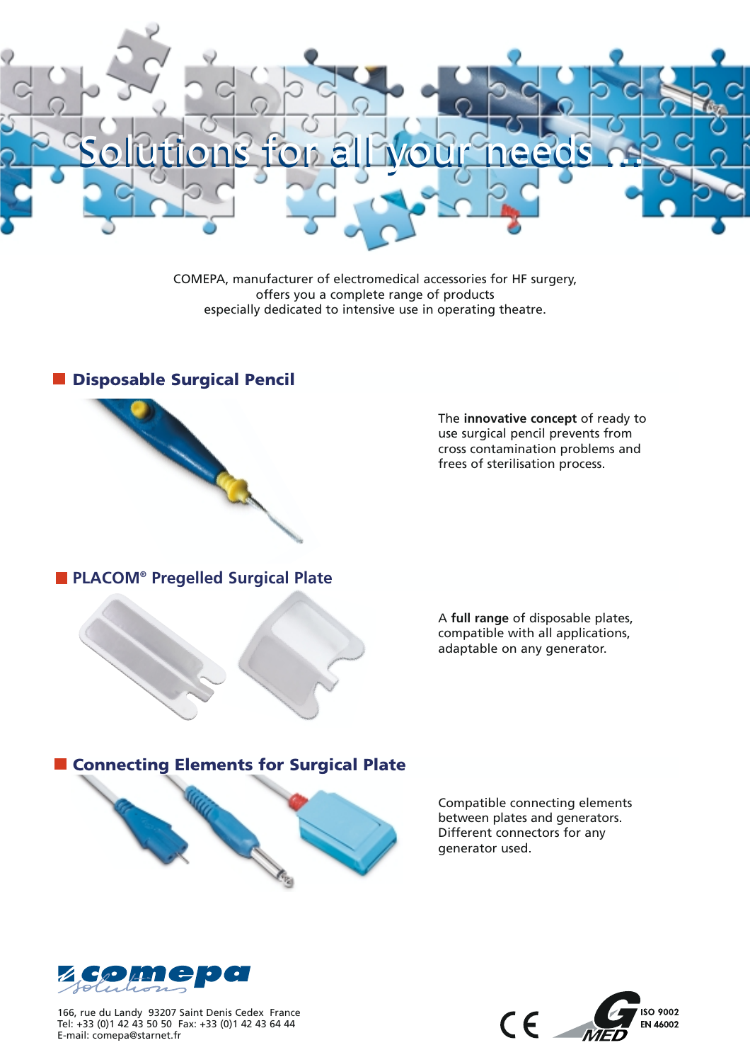# Solutions for all your needs ...

COMEPA, manufacturer of electromedical accessories for HF surgery,
offers you a complete range of products
especially dedicated to intensive use in operating theatre.

## Disposable Surgical Pencil

The **innovative concept** of ready to use surgical pencil prevents from cross contamination problems and frees of sterilisation process.

## PLACOM® Pregelled Surgical Plate

A **full range** of disposable plates, compatible with all applications, adaptable on any generator.

## Connecting Elements for Surgical Plate

Compatible connecting elements between plates and generators. Different connectors for any generator used.

comepa solutions

166, rue du Landy 93207 Saint Denis Cedex France
Tel: +33 (0)1 42 43 50 50 Fax: +33 (0)1 42 43 64 44
E-mail: comepa@starnet.fr

CE

G MED ISO 9002 EN 46002